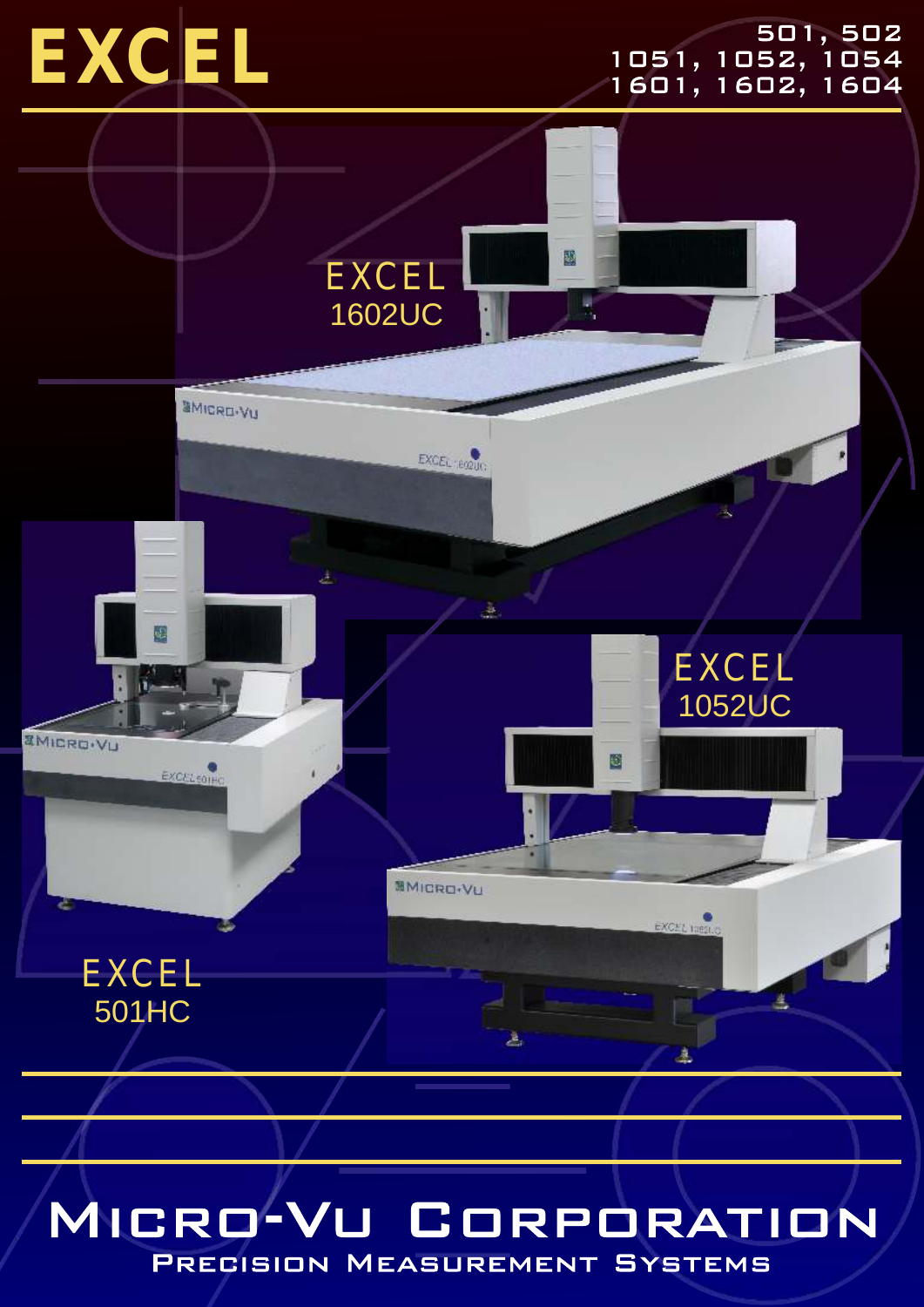# EXCEL

501, 502
1051, 1052, 1054
1601, 1602, 1604

EXCEL
1602UC

EXCEL
1052UC

EXCEL
501HC

# Micro-Vu Corporation

## Precision Measurement Systems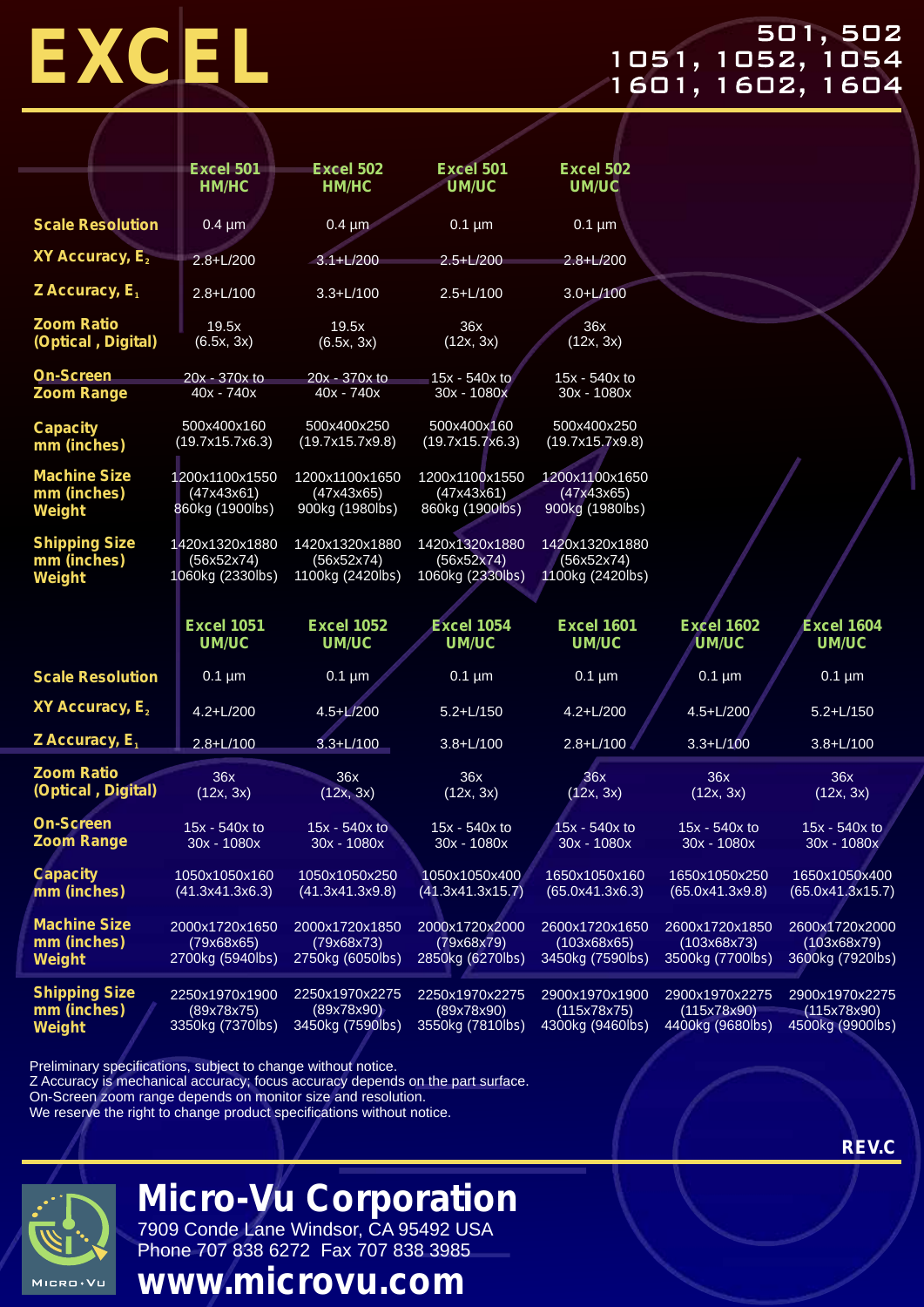# EXCEL

**501, 502**
**1051, 1052, 1054**
**1601, 1602, 1604**

| | Excel 501 HM/HC | Excel 502 HM/HC | Excel 501 UM/UC | Excel 502 UM/UC |
|---|---|---|---|---|
| **Scale Resolution** | 0.4 µm | 0.4 µm | 0.1 µm | 0.1 µm |
| **XY Accuracy, $E_2$** | 2.8+L/200 | 3.1+L/200 | 2.5+L/200 | 2.8+L/200 |
| **Z Accuracy, $E_1$** | 2.8+L/100 | 3.3+L/100 | 2.5+L/100 | 3.0+L/100 |
| **Zoom Ratio (Optical , Digital)** | 19.5x (6.5x, 3x) | 19.5x (6.5x, 3x) | 36x (12x, 3x) | 36x (12x, 3x) |
| **On-Screen Zoom Range** | 20x - 370x to 40x - 740x | 20x - 370x to 40x - 740x | 15x - 540x to 30x - 1080x | 15x - 540x to 30x - 1080x |
| **Capacity mm (inches)** | 500x400x160 (19.7x15.7x6.3) | 500x400x250 (19.7x15.7x9.8) | 500x400x160 (19.7x15.7x6.3) | 500x400x250 (19.7x15.7x9.8) |
| **Machine Size mm (inches) Weight** | 1200x1100x1550 (47x43x61) 860kg (1900lbs) | 1200x1100x1650 (47x43x65) 900kg (1980lbs) | 1200x1100x1550 (47x43x61) 860kg (1900lbs) | 1200x1100x1650 (47x43x65) 900kg (1980lbs) |
| **Shipping Size mm (inches) Weight** | 1420x1320x1880 (56x52x74) 1060kg (2330lbs) | 1420x1320x1880 (56x52x74) 1100kg (2420lbs) | 1420x1320x1880 (56x52x74) 1060kg (2330lbs) | 1420x1320x1880 (56x52x74) 1100kg (2420lbs) |

| | Excel 1051 UM/UC | Excel 1052 UM/UC | Excel 1054 UM/UC | Excel 1601 UM/UC | Excel 1602 UM/UC | Excel 1604 UM/UC |
|---|---|---|---|---|---|---|
| **Scale Resolution** | 0.1 µm | 0.1 µm | 0.1 µm | 0.1 µm | 0.1 µm | 0.1 µm |
| **XY Accuracy, $E_2$** | 4.2+L/200 | 4.5+L/200 | 5.2+L/150 | 4.2+L/200 | 4.5+L/200 | 5.2+L/150 |
| **Z Accuracy, $E_1$** | 2.8+L/100 | 3.3+L/100 | 3.8+L/100 | 2.8+L/100 | 3.3+L/100 | 3.8+L/100 |
| **Zoom Ratio (Optical , Digital)** | 36x (12x, 3x) | 36x (12x, 3x) | 36x (12x, 3x) | 36x (12x, 3x) | 36x (12x, 3x) | 36x (12x, 3x) |
| **On-Screen Zoom Range** | 15x - 540x to 30x - 1080x | 15x - 540x to 30x - 1080x | 15x - 540x to 30x - 1080x | 15x - 540x to 30x - 1080x | 15x - 540x to 30x - 1080x | 15x - 540x to 30x - 1080x |
| **Capacity mm (inches)** | 1050x1050x160 (41.3x41.3x6.3) | 1050x1050x250 (41.3x41.3x9.8) | 1050x1050x400 (41.3x41.3x15.7) | 1650x1050x160 (65.0x41.3x6.3) | 1650x1050x250 (65.0x41.3x9.8) | 1650x1050x400 (65.0x41.3x15.7) |
| **Machine Size mm (inches) Weight** | 2000x1720x1650 (79x68x65) 2700kg (5940lbs) | 2000x1720x1850 (79x68x73) 2750kg (6050lbs) | 2000x1720x2000 (79x68x79) 2850kg (6270lbs) | 2600x1720x1650 (103x68x65) 3450kg (7590lbs) | 2600x1720x1850 (103x68x73) 3500kg (7700lbs) | 2600x1720x2000 (103x68x79) 3600kg (7920lbs) |
| **Shipping Size mm (inches) Weight** | 2250x1970x1900 (89x78x75) 3350kg (7370lbs) | 2250x1970x2275 (89x78x90) 3450kg (7590lbs) | 2250x1970x2275 (89x78x90) 3550kg (7810lbs) | 2900x1970x1900 (115x78x75) 4300kg (9460lbs) | 2900x1970x2275 (115x78x90) 4400kg (9680lbs) | 2900x1970x2275 (115x78x90) 4500kg (9900lbs) |

Preliminary specifications, subject to change without notice.
Z Accuracy is mechanical accuracy; focus accuracy depends on the part surface.
On-Screen zoom range depends on monitor size and resolution.
We reserve the right to change product specifications without notice.

**REV.C**

**Micro-Vu Corporation**
7909 Conde Lane Windsor, CA 95492 USA
Phone 707 838 6272 Fax 707 838 3985
**www.microvu.com**